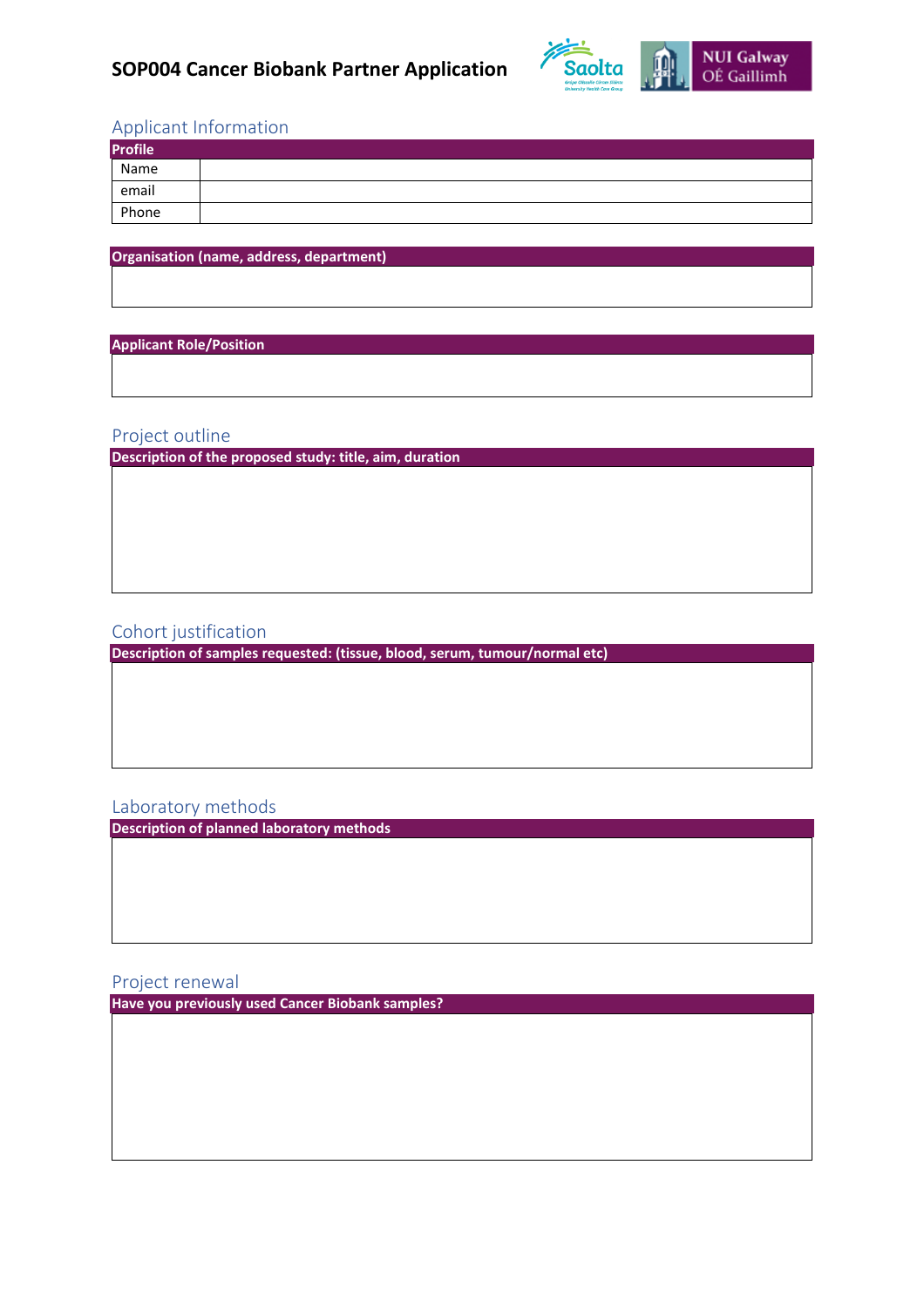# SOP004 Cancer Biobank Partner Application

## Applicant Information

| Profile | |
|---|---|
| Name | |
| email | |
| Phone | |

| Organisation (name, address, department) |
|---|
| |

| Applicant Role/Position |
|---|
| |

## Project outline

| Description of the proposed study: title, aim, duration |
|---|
| |

## Cohort justification

| Description of samples requested: (tissue, blood, serum, tumour/normal etc) |
|---|
| |

## Laboratory methods

| Description of planned laboratory methods |
|---|
| |

## Project renewal

| Have you previously used Cancer Biobank samples? |
|---|
| |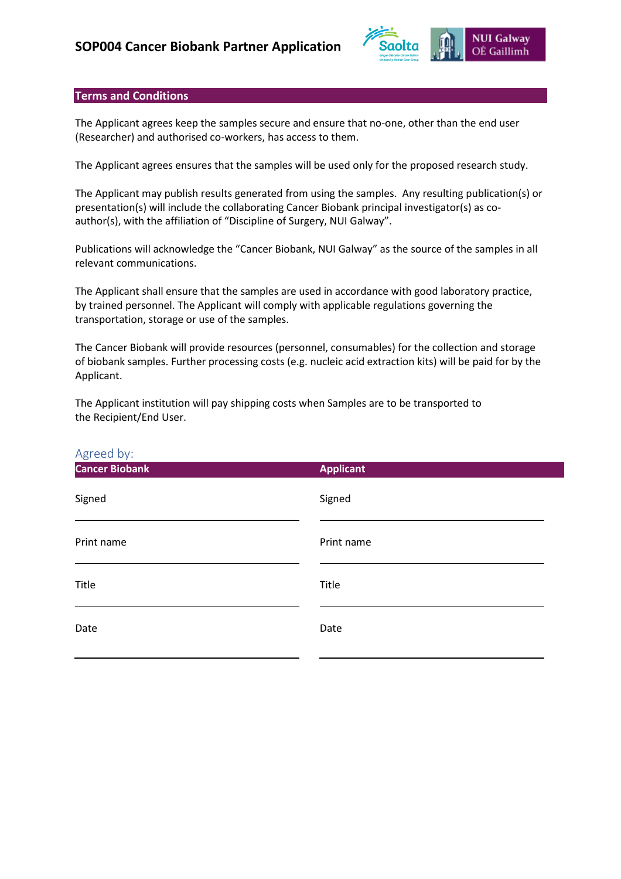## Terms and Conditions

The Applicant agrees keep the samples secure and ensure that no-one, other than the end user (Researcher) and authorised co-workers, has access to them.

The Applicant agrees ensures that the samples will be used only for the proposed research study.

The Applicant may publish results generated from using the samples. Any resulting publication(s) or presentation(s) will include the collaborating Cancer Biobank principal investigator(s) as co-author(s), with the affiliation of "Discipline of Surgery, NUI Galway".

Publications will acknowledge the "Cancer Biobank, NUI Galway" as the source of the samples in all relevant communications.

The Applicant shall ensure that the samples are used in accordance with good laboratory practice, by trained personnel. The Applicant will comply with applicable regulations governing the transportation, storage or use of the samples.

The Cancer Biobank will provide resources (personnel, consumables) for the collection and storage of biobank samples. Further processing costs (e.g. nucleic acid extraction kits) will be paid for by the Applicant.

The Applicant institution will pay shipping costs when Samples are to be transported to the Recipient/End User.

### Agreed by:

| Cancer Biobank | Applicant |
|---|---|
| Signed | Signed |
| Print name | Print name |
| Title | Title |
| Date | Date |